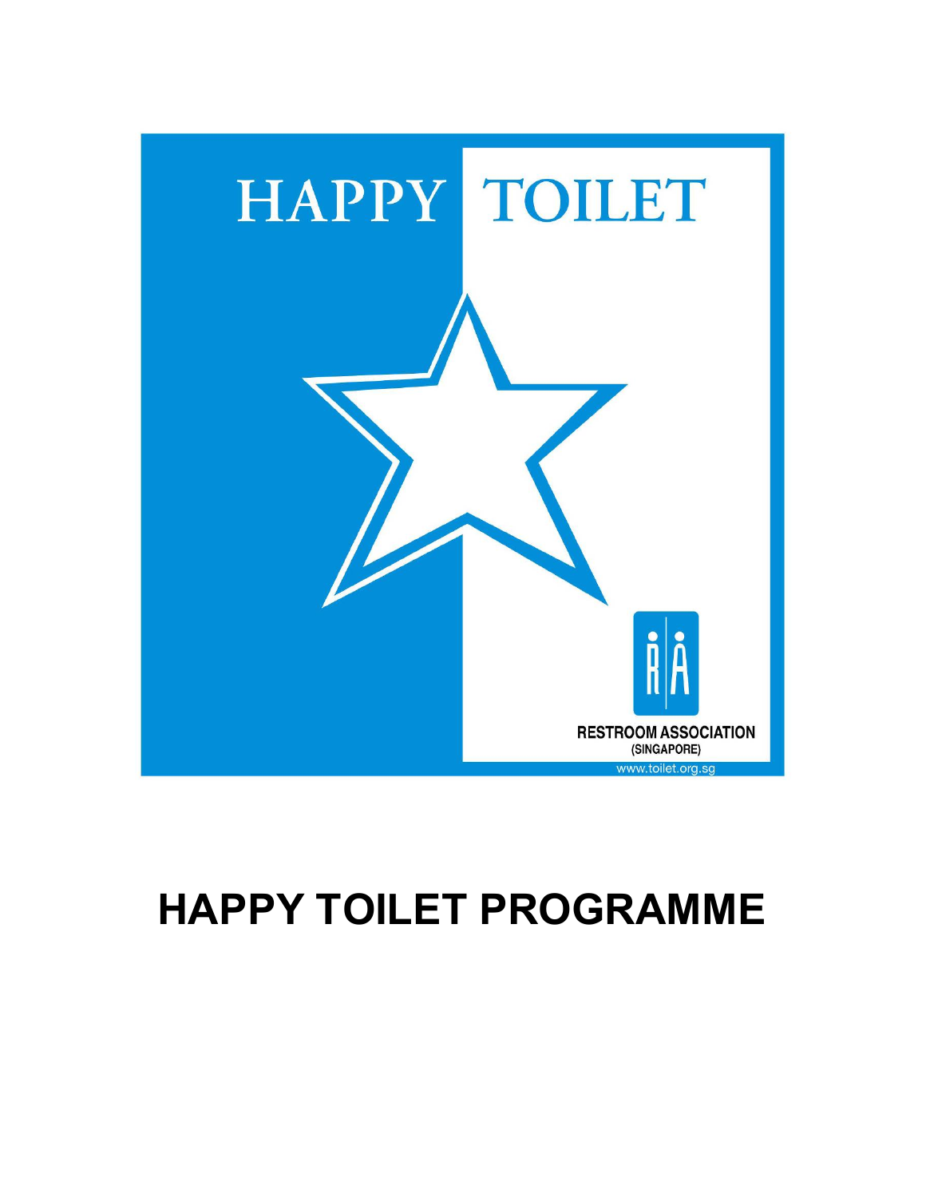HAPPY TOILET

RESTROOM ASSOCIATION (SINGAPORE)

www.toilet.org.sg

# HAPPY TOILET PROGRAMME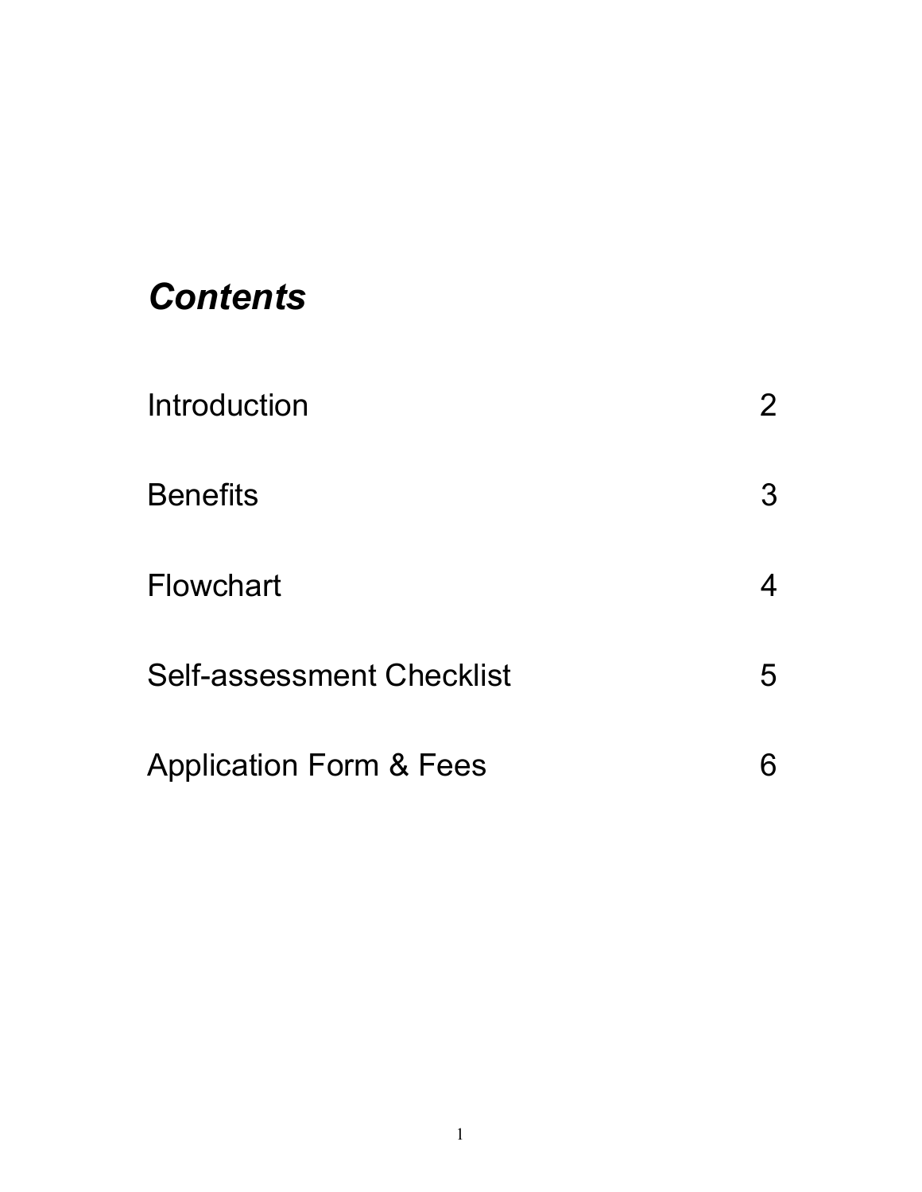# *Contents*

| | |
|---|---|
| Introduction | 2 |
| Benefits | 3 |
| Flowchart | 4 |
| Self-assessment Checklist | 5 |
| Application Form & Fees | 6 |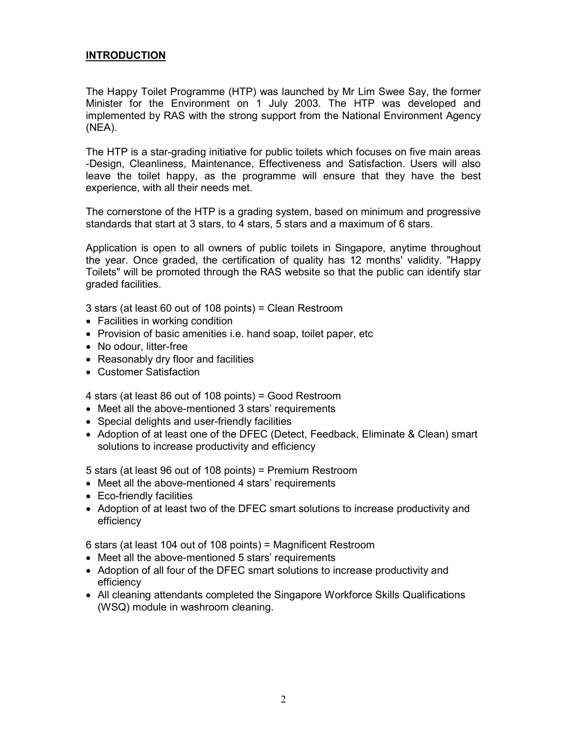## **INTRODUCTION**

The Happy Toilet Programme (HTP) was launched by Mr Lim Swee Say, the former Minister for the Environment on 1 July 2003. The HTP was developed and implemented by RAS with the strong support from the National Environment Agency (NEA).

The HTP is a star-grading initiative for public toilets which focuses on five main areas -Design, Cleanliness, Maintenance, Effectiveness and Satisfaction. Users will also leave the toilet happy, as the programme will ensure that they have the best experience, with all their needs met.

The cornerstone of the HTP is a grading system, based on minimum and progressive standards that start at 3 stars, to 4 stars, 5 stars and a maximum of 6 stars.

Application is open to all owners of public toilets in Singapore, anytime throughout the year. Once graded, the certification of quality has 12 months' validity. "Happy Toilets" will be promoted through the RAS website so that the public can identify star graded facilities.

3 stars (at least 60 out of 108 points) = Clean Restroom

- Facilities in working condition
- Provision of basic amenities i.e. hand soap, toilet paper, etc
- No odour, litter-free
- Reasonably dry floor and facilities
- Customer Satisfaction

4 stars (at least 86 out of 108 points) = Good Restroom

- Meet all the above-mentioned 3 stars' requirements
- Special delights and user-friendly facilities
- Adoption of at least one of the DFEC (Detect, Feedback, Eliminate & Clean) smart solutions to increase productivity and efficiency

5 stars (at least 96 out of 108 points) = Premium Restroom

- Meet all the above-mentioned 4 stars' requirements
- Eco-friendly facilities
- Adoption of at least two of the DFEC smart solutions to increase productivity and efficiency

6 stars (at least 104 out of 108 points) = Magnificent Restroom

- Meet all the above-mentioned 5 stars' requirements
- Adoption of all four of the DFEC smart solutions to increase productivity and efficiency
- All cleaning attendants completed the Singapore Workforce Skills Qualifications (WSQ) module in washroom cleaning.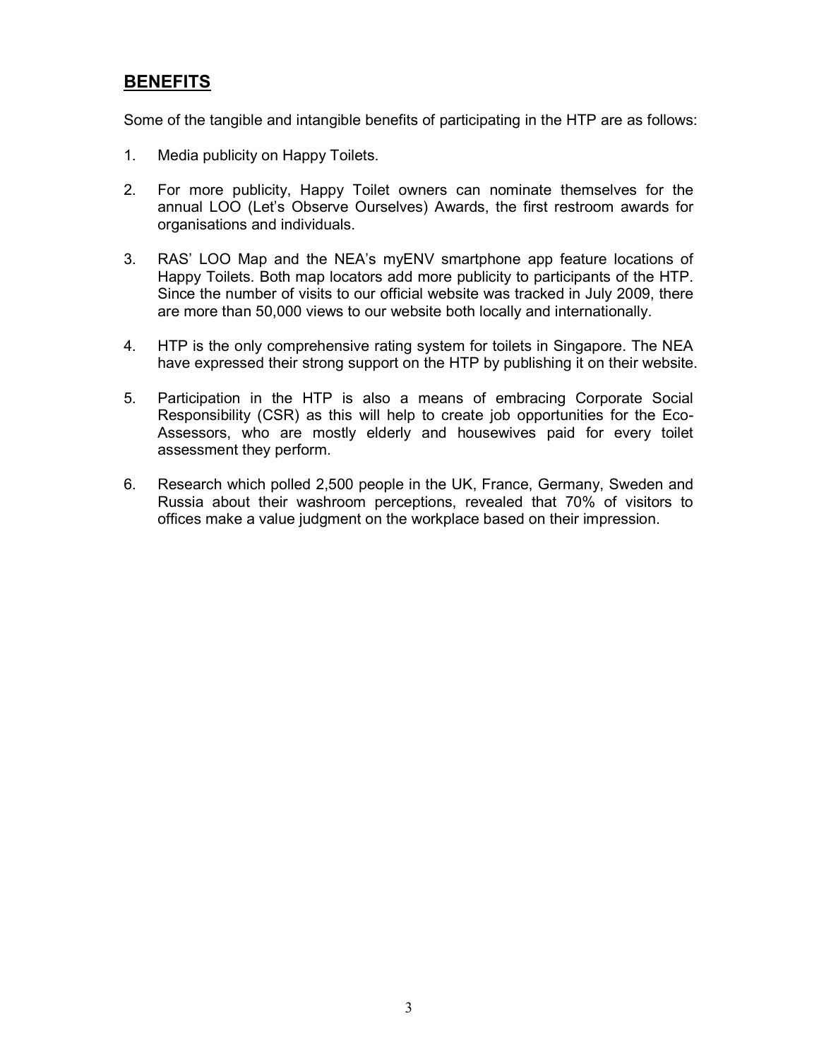## **BENEFITS**

Some of the tangible and intangible benefits of participating in the HTP are as follows:

1. Media publicity on Happy Toilets.

2. For more publicity, Happy Toilet owners can nominate themselves for the annual LOO (Let's Observe Ourselves) Awards, the first restroom awards for organisations and individuals.

3. RAS' LOO Map and the NEA's myENV smartphone app feature locations of Happy Toilets. Both map locators add more publicity to participants of the HTP. Since the number of visits to our official website was tracked in July 2009, there are more than 50,000 views to our website both locally and internationally.

4. HTP is the only comprehensive rating system for toilets in Singapore. The NEA have expressed their strong support on the HTP by publishing it on their website.

5. Participation in the HTP is also a means of embracing Corporate Social Responsibility (CSR) as this will help to create job opportunities for the Eco-Assessors, who are mostly elderly and housewives paid for every toilet assessment they perform.

6. Research which polled 2,500 people in the UK, France, Germany, Sweden and Russia about their washroom perceptions, revealed that 70% of visitors to offices make a value judgment on the workplace based on their impression.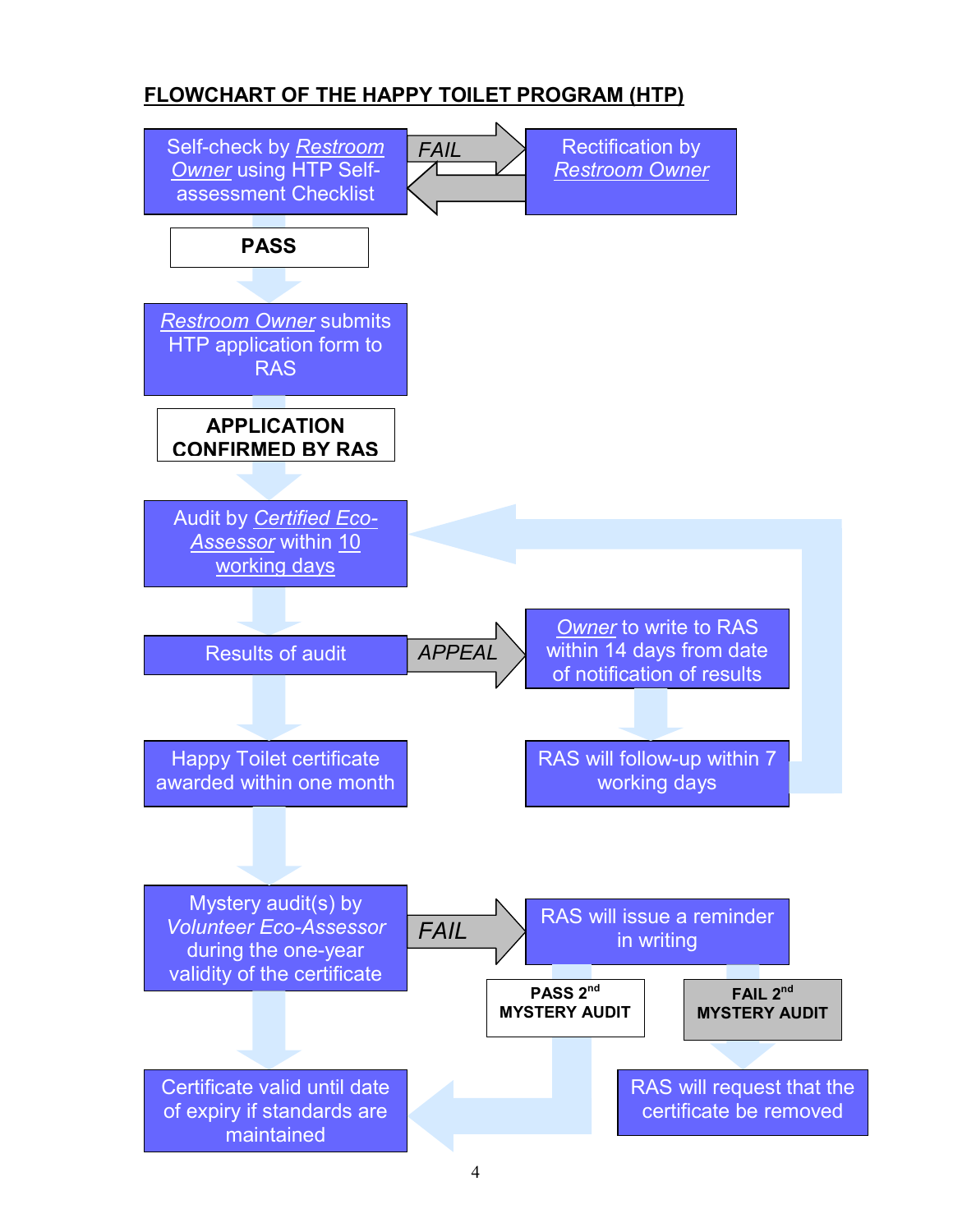## FLOWCHART OF THE HAPPY TOILET PROGRAM (HTP)

Self-check by *Restroom Owner* using HTP Self-assessment Checklist

FAIL → Rectification by *Restroom Owner* → (back to Self-check)

**PASS**

*Restroom Owner* submits HTP application form to RAS

**APPLICATION CONFIRMED BY RAS**

Audit by *Certified Eco-Assessor* within 10 working days

Results of audit

APPEAL → *Owner* to write to RAS within 14 days from date of notification of results → RAS will follow-up within 7 working days → (back to Audit by Certified Eco-Assessor)

Happy Toilet certificate awarded within one month

Mystery audit(s) by *Volunteer Eco-Assessor* during the one-year validity of the certificate

FAIL → RAS will issue a reminder in writing

- **PASS 2nd MYSTERY AUDIT** → Certificate valid until date of expiry if standards are maintained
- **FAIL 2nd MYSTERY AUDIT** → RAS will request that the certificate be removed

Certificate valid until date of expiry if standards are maintained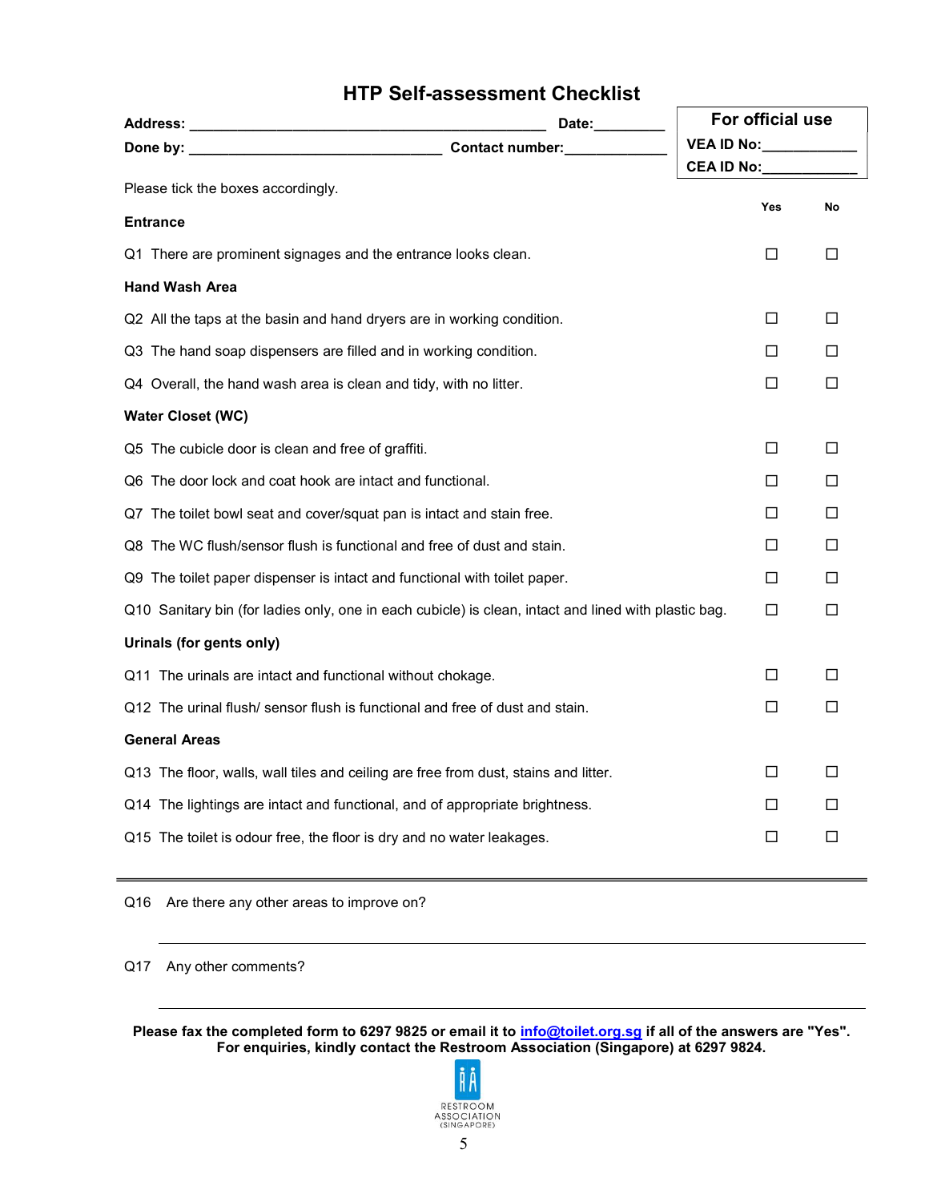# HTP Self-assessment Checklist

**Address:** ______________________________________________ **Date:**_________

**Done by:** _______________________________ **Contact number:**_____________

| For official use |
|---|
| **VEA ID No:**___________ |
| **CEA ID No:**___________ |

Please tick the boxes accordingly.

| | Yes | No |
|---|---|---|
| **Entrance** | | |
| Q1 There are prominent signages and the entrance looks clean. | ☐ | ☐ |
| **Hand Wash Area** | | |
| Q2 All the taps at the basin and hand dryers are in working condition. | ☐ | ☐ |
| Q3 The hand soap dispensers are filled and in working condition. | ☐ | ☐ |
| Q4 Overall, the hand wash area is clean and tidy, with no litter. | ☐ | ☐ |
| **Water Closet (WC)** | | |
| Q5 The cubicle door is clean and free of graffiti. | ☐ | ☐ |
| Q6 The door lock and coat hook are intact and functional. | ☐ | ☐ |
| Q7 The toilet bowl seat and cover/squat pan is intact and stain free. | ☐ | ☐ |
| Q8 The WC flush/sensor flush is functional and free of dust and stain. | ☐ | ☐ |
| Q9 The toilet paper dispenser is intact and functional with toilet paper. | ☐ | ☐ |
| Q10 Sanitary bin (for ladies only, one in each cubicle) is clean, intact and lined with plastic bag. | ☐ | ☐ |
| **Urinals (for gents only)** | | |
| Q11 The urinals are intact and functional without chokage. | ☐ | ☐ |
| Q12 The urinal flush/ sensor flush is functional and free of dust and stain. | ☐ | ☐ |
| **General Areas** | | |
| Q13 The floor, walls, wall tiles and ceiling are free from dust, stains and litter. | ☐ | ☐ |
| Q14 The lightings are intact and functional, and of appropriate brightness. | ☐ | ☐ |
| Q15 The toilet is odour free, the floor is dry and no water leakages. | ☐ | ☐ |

---

Q16 Are there any other areas to improve on?

_______________________________________________________________

Q17 Any other comments?

_______________________________________________________________

**Please fax the completed form to 6297 9825 or email it to [info@toilet.org.sg](mailto:info@toilet.org.sg) if all of the answers are "Yes". For enquiries, kindly contact the Restroom Association (Singapore) at 6297 9824.**

RESTROOM ASSOCIATION (SINGAPORE)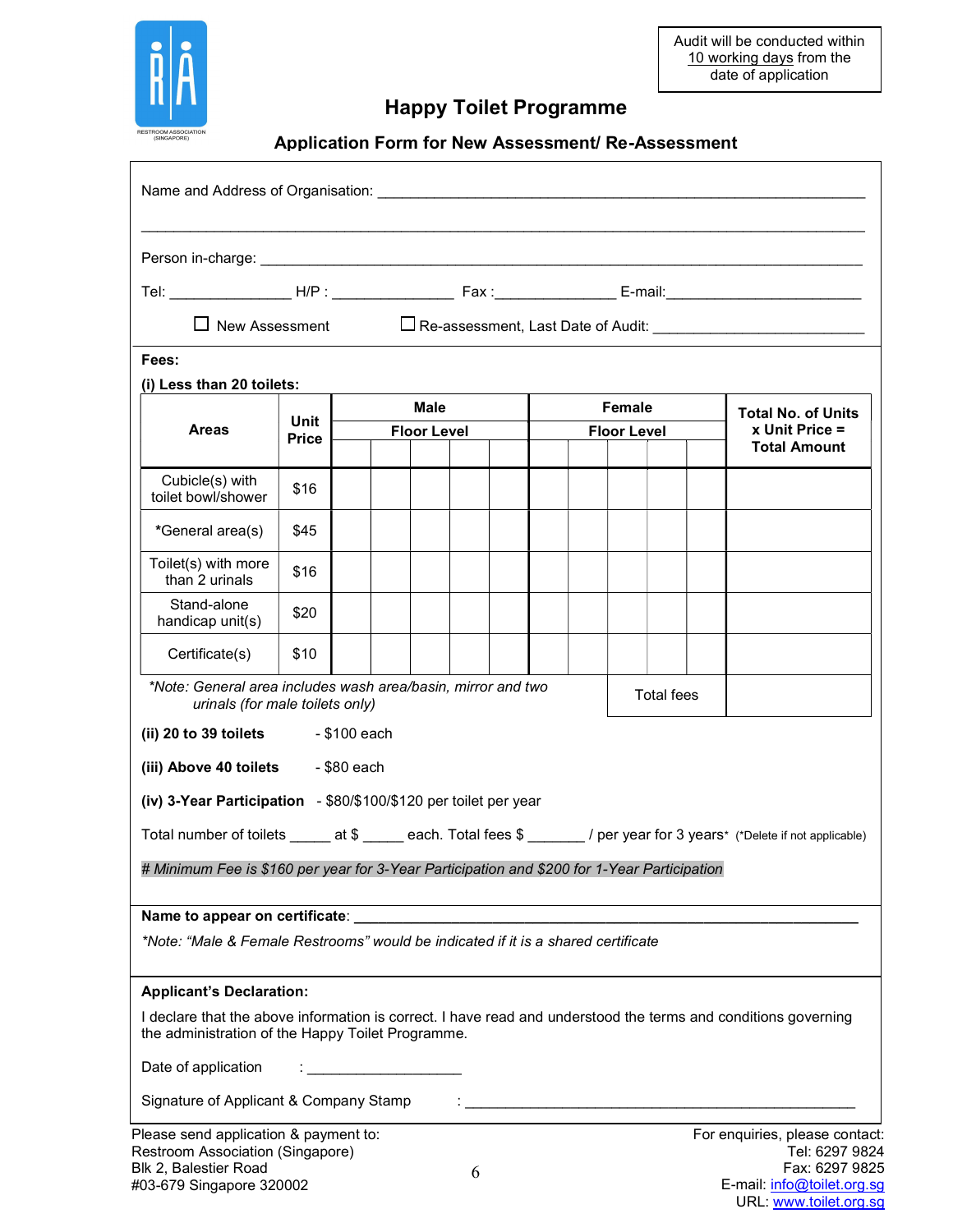Audit will be conducted within 10 working days from the date of application

# Happy Toilet Programme

## Application Form for New Assessment/ Re-Assessment

Name and Address of Organisation: ____________________________________________________________

______________________________________________________________________________

Person in-charge: ______________________________________________________________

Tel: ______________ H/P : ______________ Fax :______________ E-mail:_______________________

☐ New Assessment ☐ Re-assessment, Last Date of Audit: _________________________

**Fees:**

**(i) Less than 20 toilets:**

| Areas | Unit Price | Male | | | | | Female | | | | | Total No. of Units x Unit Price = Total Amount |
|---|---|---|---|---|---|---|---|---|---|---|---|---|
| | | Floor Level | | | | | Floor Level | | | | | |
| | | | | | | | | | | | | |
| Cubicle(s) with toilet bowl/shower | $16 | | | | | | | | | | | |
| *General area(s) | $45 | | | | | | | | | | | |
| Toilet(s) with more than 2 urinals | $16 | | | | | | | | | | | |
| Stand-alone handicap unit(s) | $20 | | | | | | | | | | | |
| Certificate(s) | $10 | | | | | | | | | | | |
| | | | | | | | | | | | Total fees | |

*\*Note: General area includes wash area/basin, mirror and two urinals (for male toilets only)*

**(ii) 20 to 39 toilets** - $100 each

**(iii) Above 40 toilets** - $80 each

**(iv) 3-Year Participation** - $80/$100/$120 per toilet per year

Total number of toilets _____ at $ _____ each. Total fees $ _______ / per year for 3 years* (*Delete if not applicable)

*# Minimum Fee is $160 per year for 3-Year Participation and $200 for 1-Year Participation*

**Name to appear on certificate**: ______________________________________________________

*\*Note: "Male & Female Restrooms" would be indicated if it is a shared certificate*

**Applicant's Declaration:**

I declare that the above information is correct. I have read and understood the terms and conditions governing the administration of the Happy Toilet Programme.

Date of application : ___________________

Signature of Applicant & Company Stamp : ______________________________________________

Please send application & payment to:
Restroom Association (Singapore)
Blk 2, Balestier Road
#03-679 Singapore 320002

For enquiries, please contact:
Tel: 6297 9824
Fax: 6297 9825
E-mail: info@toilet.org.sg
URL: www.toilet.org.sg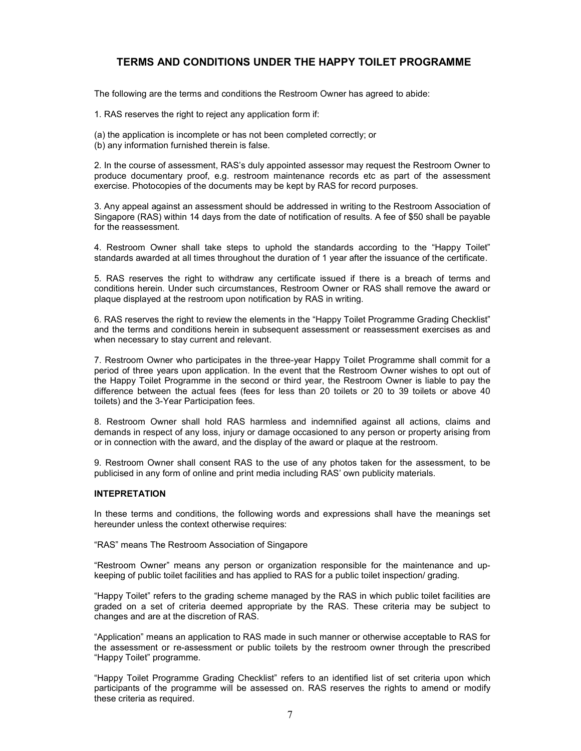## TERMS AND CONDITIONS UNDER THE HAPPY TOILET PROGRAMME

The following are the terms and conditions the Restroom Owner has agreed to abide:

1. RAS reserves the right to reject any application form if:

(a) the application is incomplete or has not been completed correctly; or
(b) any information furnished therein is false.

2. In the course of assessment, RAS's duly appointed assessor may request the Restroom Owner to produce documentary proof, e.g. restroom maintenance records etc as part of the assessment exercise. Photocopies of the documents may be kept by RAS for record purposes.

3. Any appeal against an assessment should be addressed in writing to the Restroom Association of Singapore (RAS) within 14 days from the date of notification of results. A fee of $50 shall be payable for the reassessment.

4. Restroom Owner shall take steps to uphold the standards according to the "Happy Toilet" standards awarded at all times throughout the duration of 1 year after the issuance of the certificate.

5. RAS reserves the right to withdraw any certificate issued if there is a breach of terms and conditions herein. Under such circumstances, Restroom Owner or RAS shall remove the award or plaque displayed at the restroom upon notification by RAS in writing.

6. RAS reserves the right to review the elements in the "Happy Toilet Programme Grading Checklist" and the terms and conditions herein in subsequent assessment or reassessment exercises as and when necessary to stay current and relevant.

7. Restroom Owner who participates in the three-year Happy Toilet Programme shall commit for a period of three years upon application. In the event that the Restroom Owner wishes to opt out of the Happy Toilet Programme in the second or third year, the Restroom Owner is liable to pay the difference between the actual fees (fees for less than 20 toilets or 20 to 39 toilets or above 40 toilets) and the 3-Year Participation fees.

8. Restroom Owner shall hold RAS harmless and indemnified against all actions, claims and demands in respect of any loss, injury or damage occasioned to any person or property arising from or in connection with the award, and the display of the award or plaque at the restroom.

9. Restroom Owner shall consent RAS to the use of any photos taken for the assessment, to be publicised in any form of online and print media including RAS' own publicity materials.

### INTEPRETATION

In these terms and conditions, the following words and expressions shall have the meanings set hereunder unless the context otherwise requires:

"RAS" means The Restroom Association of Singapore

"Restroom Owner" means any person or organization responsible for the maintenance and up-keeping of public toilet facilities and has applied to RAS for a public toilet inspection/ grading.

"Happy Toilet" refers to the grading scheme managed by the RAS in which public toilet facilities are graded on a set of criteria deemed appropriate by the RAS. These criteria may be subject to changes and are at the discretion of RAS.

"Application" means an application to RAS made in such manner or otherwise acceptable to RAS for the assessment or re-assessment or public toilets by the restroom owner through the prescribed "Happy Toilet" programme.

"Happy Toilet Programme Grading Checklist" refers to an identified list of set criteria upon which participants of the programme will be assessed on. RAS reserves the rights to amend or modify these criteria as required.